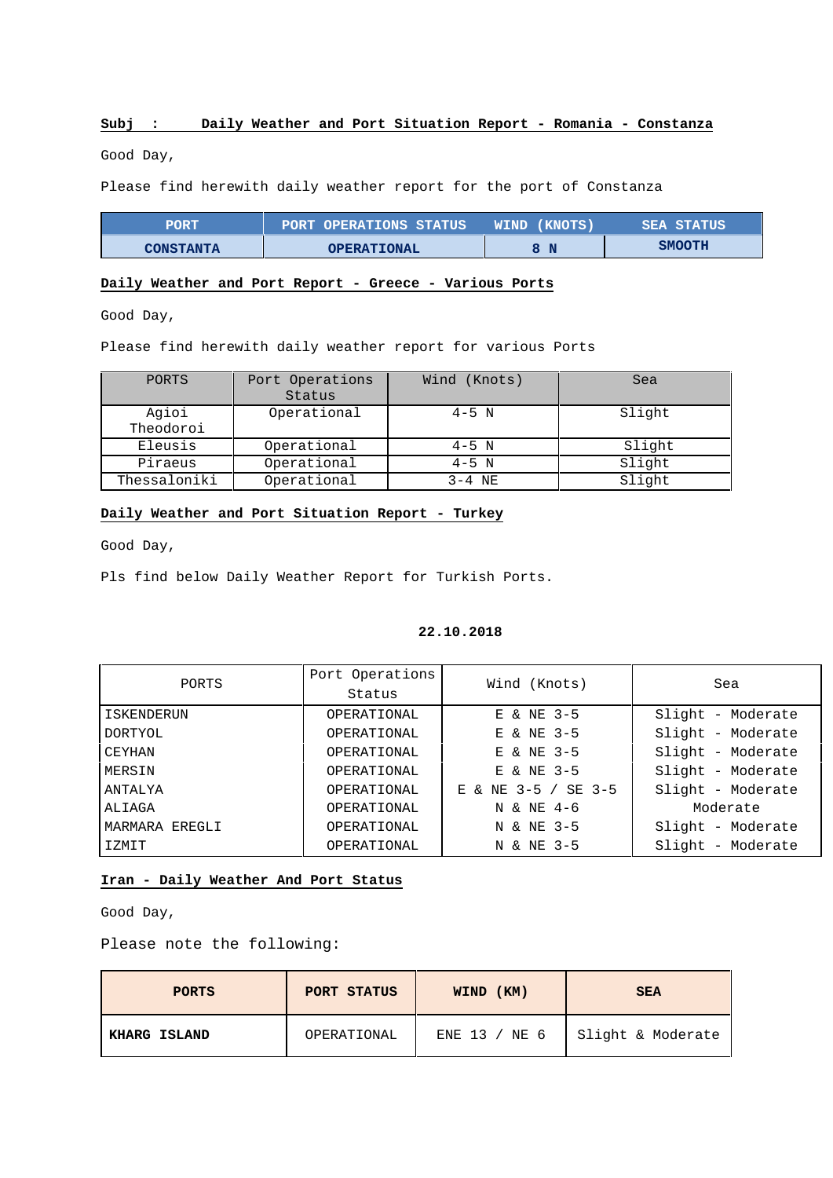**Subj : Daily Weather and Port Situation Report - Romania - Constanza**

Good Day,

Please find herewith daily weather report for the port of Constanza

| PORT | PORT OPERATIONS STATUS | WIND (KNOTS) | SEA STATUS |
|---|---|---|---|
| CONSTANTA | OPERATIONAL | 8 N | SMOOTH |

**Daily Weather and Port Report - Greece - Various Ports**

Good Day,

Please find herewith daily weather report for various Ports

| PORTS | Port Operations Status | Wind (Knots) | Sea |
|---|---|---|---|
| Agioi Theodoroi | Operational | 4-5 N | Slight |
| Eleusis | Operational | 4-5 N | Slight |
| Piraeus | Operational | 4-5 N | Slight |
| Thessaloniki | Operational | 3-4 NE | Slight |

**Daily Weather and Port Situation Report - Turkey**

Good Day,

Pls find below Daily Weather Report for Turkish Ports.

**22.10.2018**

| PORTS | Port Operations Status | Wind (Knots) | Sea |
|---|---|---|---|
| ISKENDERUN | OPERATIONAL | E & NE 3-5 | Slight - Moderate |
| DORTYOL | OPERATIONAL | E & NE 3-5 | Slight - Moderate |
| CEYHAN | OPERATIONAL | E & NE 3-5 | Slight - Moderate |
| MERSIN | OPERATIONAL | E & NE 3-5 | Slight - Moderate |
| ANTALYA | OPERATIONAL | E & NE 3-5 / SE 3-5 | Slight - Moderate |
| ALIAGA | OPERATIONAL | N & NE 4-6 | Moderate |
| MARMARA EREGLI | OPERATIONAL | N & NE 3-5 | Slight - Moderate |
| IZMIT | OPERATIONAL | N & NE 3-5 | Slight - Moderate |

**Iran - Daily Weather And Port Status**

Good Day,

Please note the following:

| PORTS | PORT STATUS | WIND (KM) | SEA |
|---|---|---|---|
| **KHARG ISLAND** | OPERATIONAL | ENE 13 / NE 6 | Slight & Moderate |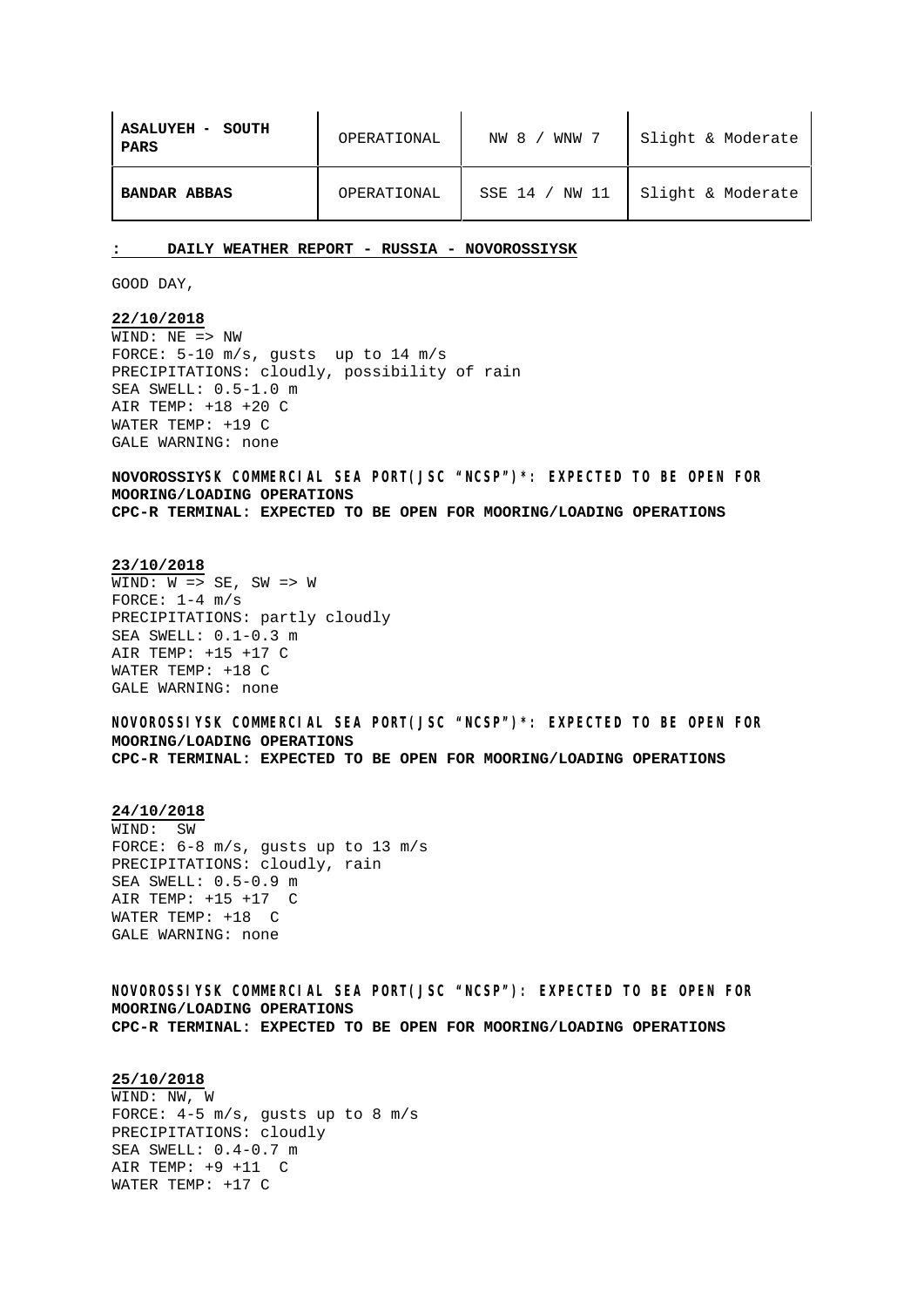| **ASALUYEH - SOUTH PARS** | OPERATIONAL | NW 8 / WNW 7 | Slight & Moderate |
|---|---|---|---|
| **BANDAR ABBAS** | OPERATIONAL | SSE 14 / NW 11 | Slight & Moderate |

**: DAILY WEATHER REPORT - RUSSIA - NOVOROSSIYSK**

GOOD DAY,

**22/10/2018**

WIND: NE => NW
FORCE: 5-10 m/s, gusts up to 14 m/s
PRECIPITATIONS: cloudly, possibility of rain
SEA SWELL: 0.5-1.0 m
AIR TEMP: +18 +20 C
WATER TEMP: +19 C
GALE WARNING: none

**NOVOROSSIYSK COMMERCIAL SEA PORT(JSC "NCSP")*: EXPECTED TO BE OPEN FOR MOORING/LOADING OPERATIONS**
**CPC-R TERMINAL: EXPECTED TO BE OPEN FOR MOORING/LOADING OPERATIONS**

**23/10/2018**

WIND: W => SE, SW => W
FORCE: 1-4 m/s
PRECIPITATIONS: partly cloudly
SEA SWELL: 0.1-0.3 m
AIR TEMP: +15 +17 C
WATER TEMP: +18 C
GALE WARNING: none

**NOVOROSSIYSK COMMERCIAL SEA PORT(JSC "NCSP")*: EXPECTED TO BE OPEN FOR MOORING/LOADING OPERATIONS**
**CPC-R TERMINAL: EXPECTED TO BE OPEN FOR MOORING/LOADING OPERATIONS**

**24/10/2018**

WIND: SW
FORCE: 6-8 m/s, gusts up to 13 m/s
PRECIPITATIONS: cloudly, rain
SEA SWELL: 0.5-0.9 m
AIR TEMP: +15 +17 C
WATER TEMP: +18 C
GALE WARNING: none

**NOVOROSSIYSK COMMERCIAL SEA PORT(JSC "NCSP"): EXPECTED TO BE OPEN FOR MOORING/LOADING OPERATIONS**
**CPC-R TERMINAL: EXPECTED TO BE OPEN FOR MOORING/LOADING OPERATIONS**

**25/10/2018**

WIND: NW, W
FORCE: 4-5 m/s, gusts up to 8 m/s
PRECIPITATIONS: cloudly
SEA SWELL: 0.4-0.7 m
AIR TEMP: +9 +11 C
WATER TEMP: +17 C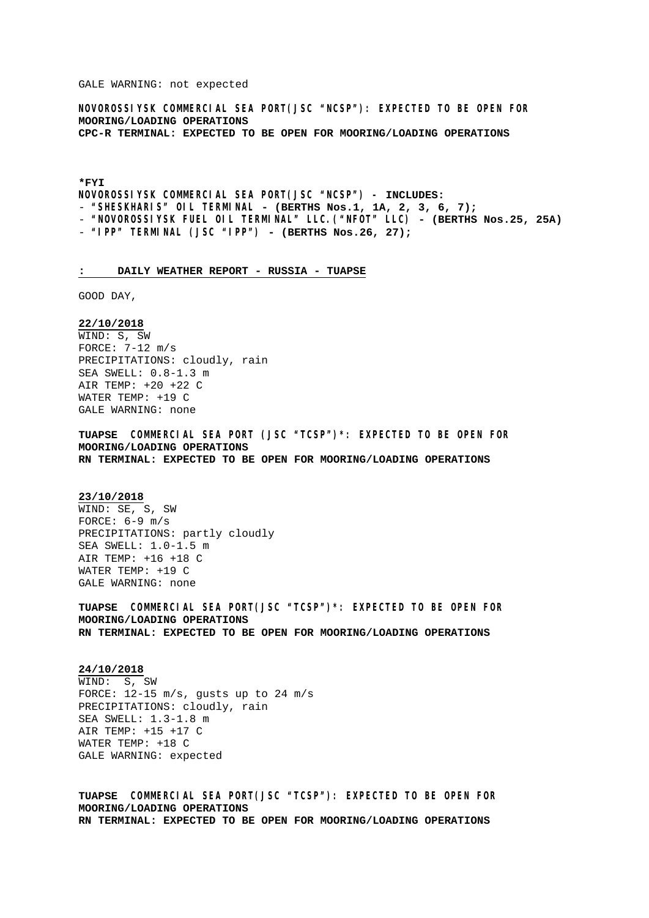GALE WARNING: not expected

**NOVOROSSIYSK COMMERCIAL SEA PORT(JSC "NCSP"): EXPECTED TO BE OPEN FOR MOORING/LOADING OPERATIONS**
**CPC-R TERMINAL: EXPECTED TO BE OPEN FOR MOORING/LOADING OPERATIONS**

**\*FYI**
**NOVOROSSIYSK COMMERCIAL SEA PORT(JSC "NCSP") - INCLUDES:**
- **"SHESKHARIS" OIL TERMINAL - (BERTHS Nos.1, 1A, 2, 3, 6, 7);**
- **"NOVOROSSIYSK FUEL OIL TERMINAL" LLC.("NFOT" LLC) - (BERTHS Nos.25, 25A)**
- **"IPP" TERMINAL (JSC "IPP") - (BERTHS Nos.26, 27);**

**: DAILY WEATHER REPORT - RUSSIA - TUAPSE**

GOOD DAY,

**22/10/2018**
WIND: S, SW
FORCE: 7-12 m/s
PRECIPITATIONS: cloudly, rain
SEA SWELL: 0.8-1.3 m
AIR TEMP: +20 +22 C
WATER TEMP: +19 C
GALE WARNING: none

**TUAPSE COMMERCIAL SEA PORT (JSC "TCSP")\*: EXPECTED TO BE OPEN FOR MOORING/LOADING OPERATIONS**
**RN TERMINAL: EXPECTED TO BE OPEN FOR MOORING/LOADING OPERATIONS**

**23/10/2018**
WIND: SE, S, SW
FORCE: 6-9 m/s
PRECIPITATIONS: partly cloudly
SEA SWELL: 1.0-1.5 m
AIR TEMP: +16 +18 C
WATER TEMP: +19 C
GALE WARNING: none

**TUAPSE COMMERCIAL SEA PORT(JSC "TCSP")\*: EXPECTED TO BE OPEN FOR MOORING/LOADING OPERATIONS**
**RN TERMINAL: EXPECTED TO BE OPEN FOR MOORING/LOADING OPERATIONS**

**24/10/2018**
WIND: S, SW
FORCE: 12-15 m/s, gusts up to 24 m/s
PRECIPITATIONS: cloudly, rain
SEA SWELL: 1.3-1.8 m
AIR TEMP: +15 +17 C
WATER TEMP: +18 C
GALE WARNING: expected

**TUAPSE COMMERCIAL SEA PORT(JSC "TCSP"): EXPECTED TO BE OPEN FOR MOORING/LOADING OPERATIONS**
**RN TERMINAL: EXPECTED TO BE OPEN FOR MOORING/LOADING OPERATIONS**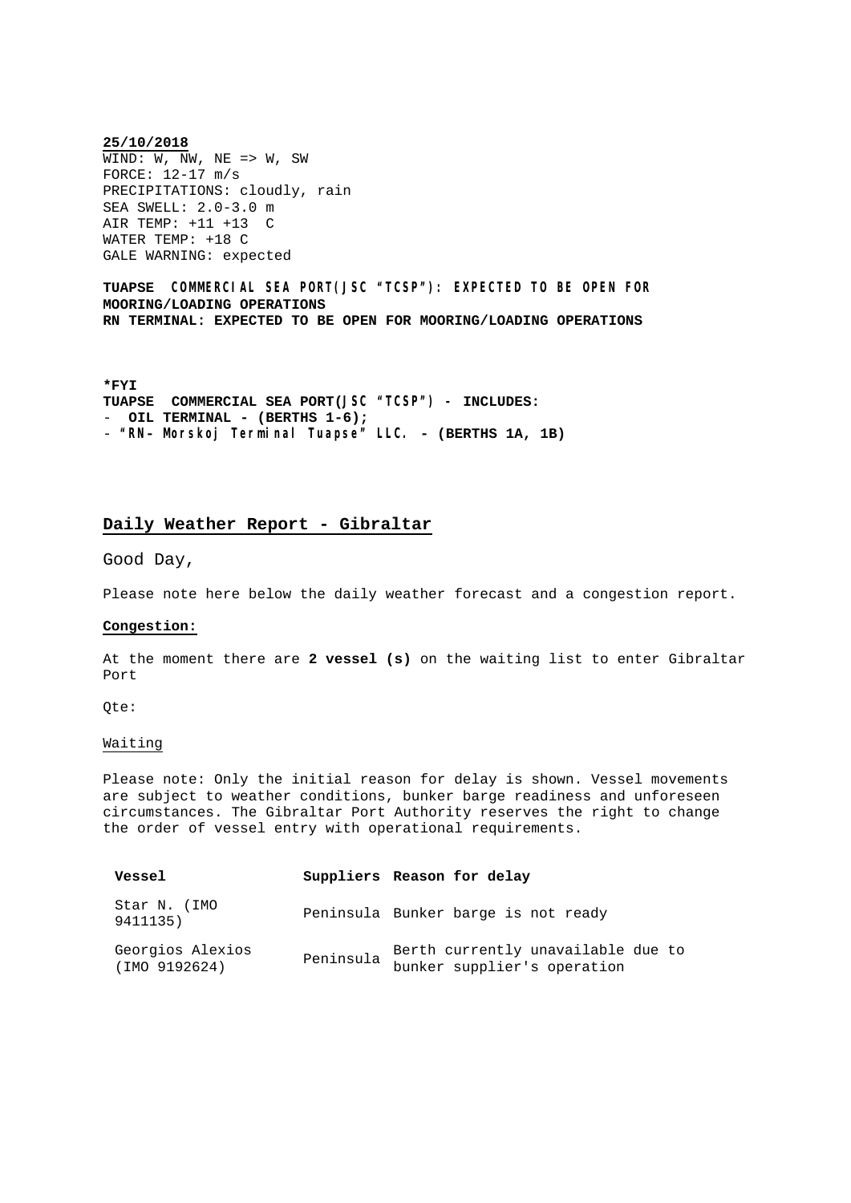**25/10/2018**

WIND: W, NW, NE => W, SW
FORCE: 12-17 m/s
PRECIPITATIONS: cloudly, rain
SEA SWELL: 2.0-3.0 m
AIR TEMP: +11 +13 C
WATER TEMP: +18 C
GALE WARNING: expected

**TUAPSE COMMERCIAL SEA PORT(JSC "TCSP"): EXPECTED TO BE OPEN FOR MOORING/LOADING OPERATIONS**
**RN TERMINAL: EXPECTED TO BE OPEN FOR MOORING/LOADING OPERATIONS**

**\*FYI**
**TUAPSE COMMERCIAL SEA PORT(JSC "TCSP") - INCLUDES:**
- **OIL TERMINAL - (BERTHS 1-6);**
- **"RN- Morskoj Terminal Tuapse" LLC. - (BERTHS 1A, 1B)**

## Daily Weather Report - Gibraltar

Good Day,

Please note here below the daily weather forecast and a congestion report.

**Congestion:**

At the moment there are **2 vessel (s)** on the waiting list to enter Gibraltar Port

Qte:

Waiting

Please note: Only the initial reason for delay is shown. Vessel movements are subject to weather conditions, bunker barge readiness and unforeseen circumstances. The Gibraltar Port Authority reserves the right to change the order of vessel entry with operational requirements.

| Vessel | Suppliers | Reason for delay |
|---|---|---|
| Star N. (IMO 9411135) | Peninsula | Bunker barge is not ready |
| Georgios Alexios (IMO 9192624) | Peninsula | Berth currently unavailable due to bunker supplier's operation |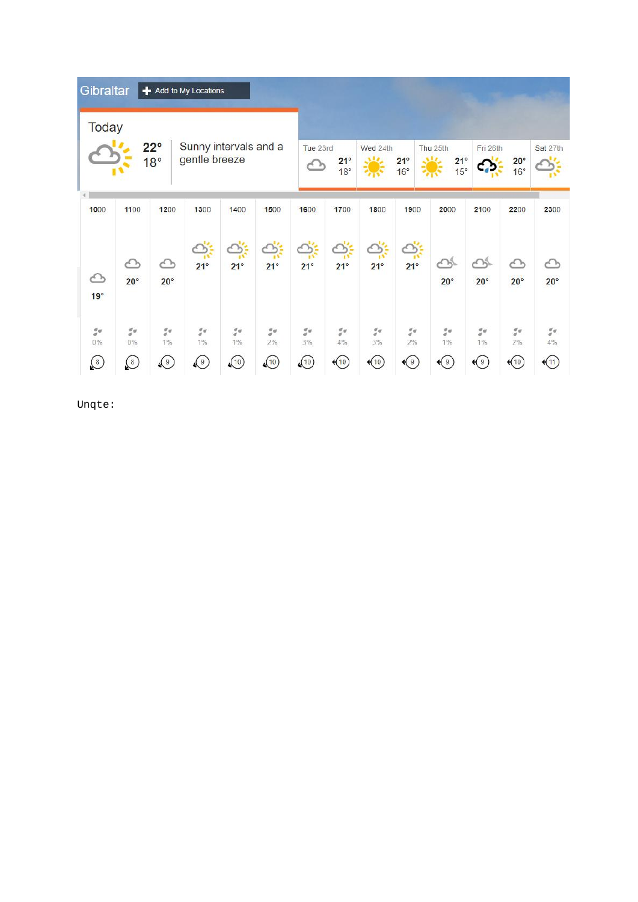Gibraltar
+ Add to My Locations

Today
22°
18°
Sunny intervals and a gentle breeze

| Tue 23rd | Wed 24th | Thu 25th | Fri 26th | Sat 27th |
|---|---|---|---|---|
| 21° 18° | 21° 16° | 21° 15° | 20° 16° | |

| 1000 | 1100 | 1200 | 1300 | 1400 | 1500 | 1600 | 1700 | 1800 | 1900 | 2000 | 2100 | 2200 | 2300 |
|---|---|---|---|---|---|---|---|---|---|---|---|---|---|
| 19° | 20° | 20° | 21° | 21° | 21° | 21° | 21° | 21° | 21° | 20° | 20° | 20° | 20° |
| 0% | 0% | 1% | 1% | 1% | 2% | 3% | 4% | 3% | 2% | 1% | 1% | 2% | 4% |
| 8 | 8 | 9 | 9 | 10 | 10 | 10 | 10 | 10 | 9 | 9 | 9 | 10 | 11 |

Unqte: